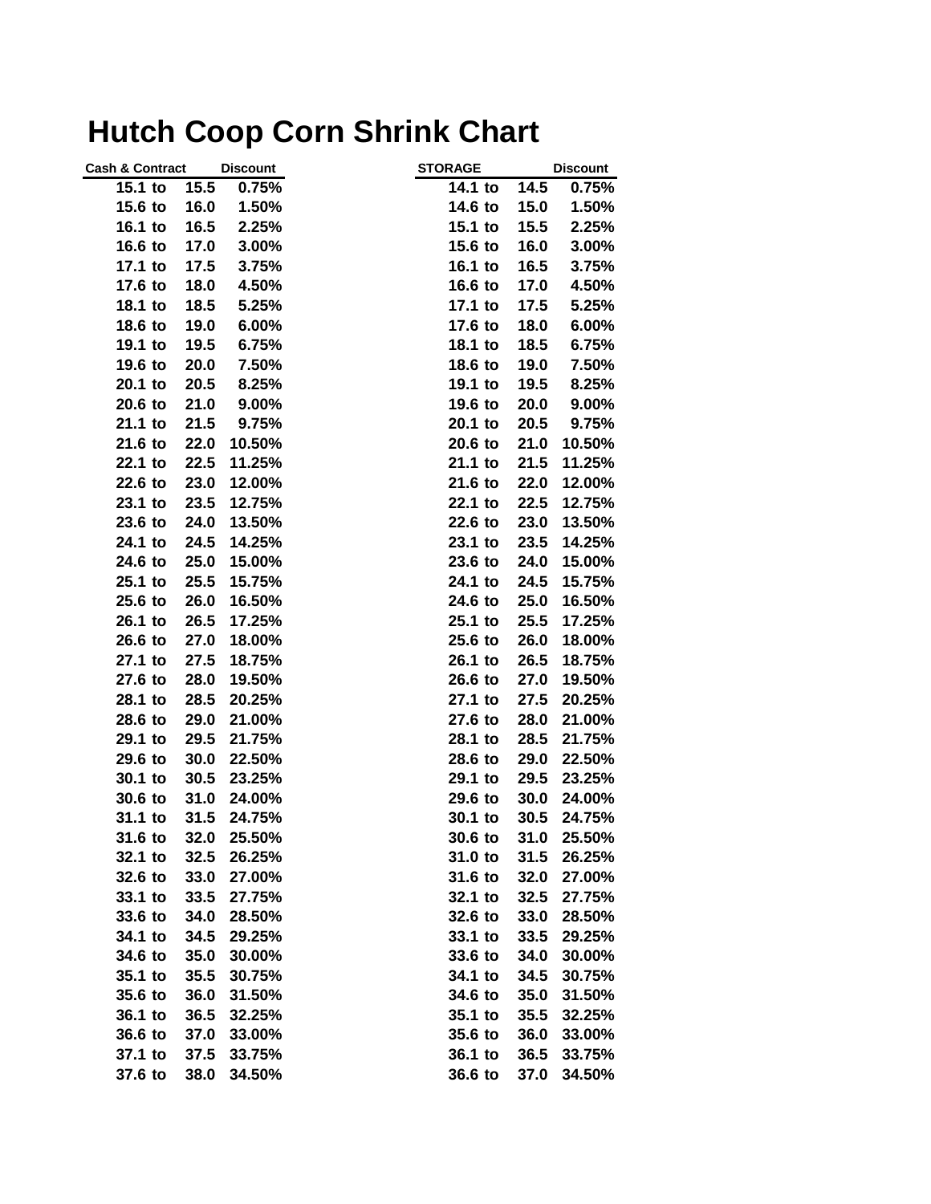# Hutch Coop Corn Shrink Chart

| Cash & Contract | | | Discount |
|---|---|---|---|
| 15.1 | to | 15.5 | 0.75% |
| 15.6 | to | 16.0 | 1.50% |
| 16.1 | to | 16.5 | 2.25% |
| 16.6 | to | 17.0 | 3.00% |
| 17.1 | to | 17.5 | 3.75% |
| 17.6 | to | 18.0 | 4.50% |
| 18.1 | to | 18.5 | 5.25% |
| 18.6 | to | 19.0 | 6.00% |
| 19.1 | to | 19.5 | 6.75% |
| 19.6 | to | 20.0 | 7.50% |
| 20.1 | to | 20.5 | 8.25% |
| 20.6 | to | 21.0 | 9.00% |
| 21.1 | to | 21.5 | 9.75% |
| 21.6 | to | 22.0 | 10.50% |
| 22.1 | to | 22.5 | 11.25% |
| 22.6 | to | 23.0 | 12.00% |
| 23.1 | to | 23.5 | 12.75% |
| 23.6 | to | 24.0 | 13.50% |
| 24.1 | to | 24.5 | 14.25% |
| 24.6 | to | 25.0 | 15.00% |
| 25.1 | to | 25.5 | 15.75% |
| 25.6 | to | 26.0 | 16.50% |
| 26.1 | to | 26.5 | 17.25% |
| 26.6 | to | 27.0 | 18.00% |
| 27.1 | to | 27.5 | 18.75% |
| 27.6 | to | 28.0 | 19.50% |
| 28.1 | to | 28.5 | 20.25% |
| 28.6 | to | 29.0 | 21.00% |
| 29.1 | to | 29.5 | 21.75% |
| 29.6 | to | 30.0 | 22.50% |
| 30.1 | to | 30.5 | 23.25% |
| 30.6 | to | 31.0 | 24.00% |
| 31.1 | to | 31.5 | 24.75% |
| 31.6 | to | 32.0 | 25.50% |
| 32.1 | to | 32.5 | 26.25% |
| 32.6 | to | 33.0 | 27.00% |
| 33.1 | to | 33.5 | 27.75% |
| 33.6 | to | 34.0 | 28.50% |
| 34.1 | to | 34.5 | 29.25% |
| 34.6 | to | 35.0 | 30.00% |
| 35.1 | to | 35.5 | 30.75% |
| 35.6 | to | 36.0 | 31.50% |
| 36.1 | to | 36.5 | 32.25% |
| 36.6 | to | 37.0 | 33.00% |
| 37.1 | to | 37.5 | 33.75% |
| 37.6 | to | 38.0 | 34.50% |

| STORAGE | | | Discount |
|---|---|---|---|
| 14.1 | to | 14.5 | 0.75% |
| 14.6 | to | 15.0 | 1.50% |
| 15.1 | to | 15.5 | 2.25% |
| 15.6 | to | 16.0 | 3.00% |
| 16.1 | to | 16.5 | 3.75% |
| 16.6 | to | 17.0 | 4.50% |
| 17.1 | to | 17.5 | 5.25% |
| 17.6 | to | 18.0 | 6.00% |
| 18.1 | to | 18.5 | 6.75% |
| 18.6 | to | 19.0 | 7.50% |
| 19.1 | to | 19.5 | 8.25% |
| 19.6 | to | 20.0 | 9.00% |
| 20.1 | to | 20.5 | 9.75% |
| 20.6 | to | 21.0 | 10.50% |
| 21.1 | to | 21.5 | 11.25% |
| 21.6 | to | 22.0 | 12.00% |
| 22.1 | to | 22.5 | 12.75% |
| 22.6 | to | 23.0 | 13.50% |
| 23.1 | to | 23.5 | 14.25% |
| 23.6 | to | 24.0 | 15.00% |
| 24.1 | to | 24.5 | 15.75% |
| 24.6 | to | 25.0 | 16.50% |
| 25.1 | to | 25.5 | 17.25% |
| 25.6 | to | 26.0 | 18.00% |
| 26.1 | to | 26.5 | 18.75% |
| 26.6 | to | 27.0 | 19.50% |
| 27.1 | to | 27.5 | 20.25% |
| 27.6 | to | 28.0 | 21.00% |
| 28.1 | to | 28.5 | 21.75% |
| 28.6 | to | 29.0 | 22.50% |
| 29.1 | to | 29.5 | 23.25% |
| 29.6 | to | 30.0 | 24.00% |
| 30.1 | to | 30.5 | 24.75% |
| 30.6 | to | 31.0 | 25.50% |
| 31.0 | to | 31.5 | 26.25% |
| 31.6 | to | 32.0 | 27.00% |
| 32.1 | to | 32.5 | 27.75% |
| 32.6 | to | 33.0 | 28.50% |
| 33.1 | to | 33.5 | 29.25% |
| 33.6 | to | 34.0 | 30.00% |
| 34.1 | to | 34.5 | 30.75% |
| 34.6 | to | 35.0 | 31.50% |
| 35.1 | to | 35.5 | 32.25% |
| 35.6 | to | 36.0 | 33.00% |
| 36.1 | to | 36.5 | 33.75% |
| 36.6 | to | 37.0 | 34.50% |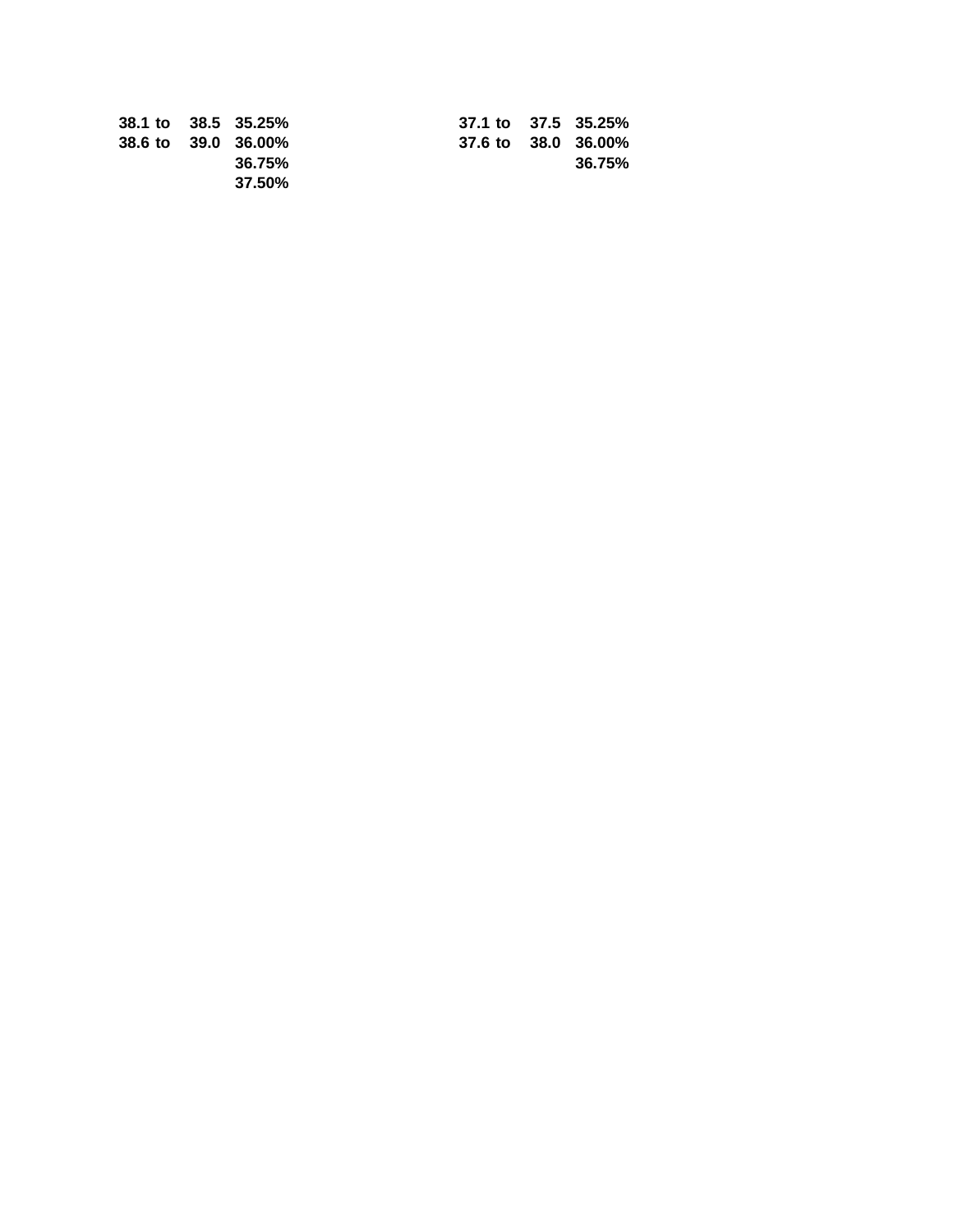| | | | |
|---|---|---|---|
| 38.1 to | 38.5 | 35.25% | |
| 38.6 to | 39.0 | 36.00% | |
| | | 36.75% | |
| | | 37.50% | |

| | | | |
|---|---|---|---|
| 37.1 to | 37.5 | 35.25% | |
| 37.6 to | 38.0 | 36.00% | |
| | | 36.75% | |